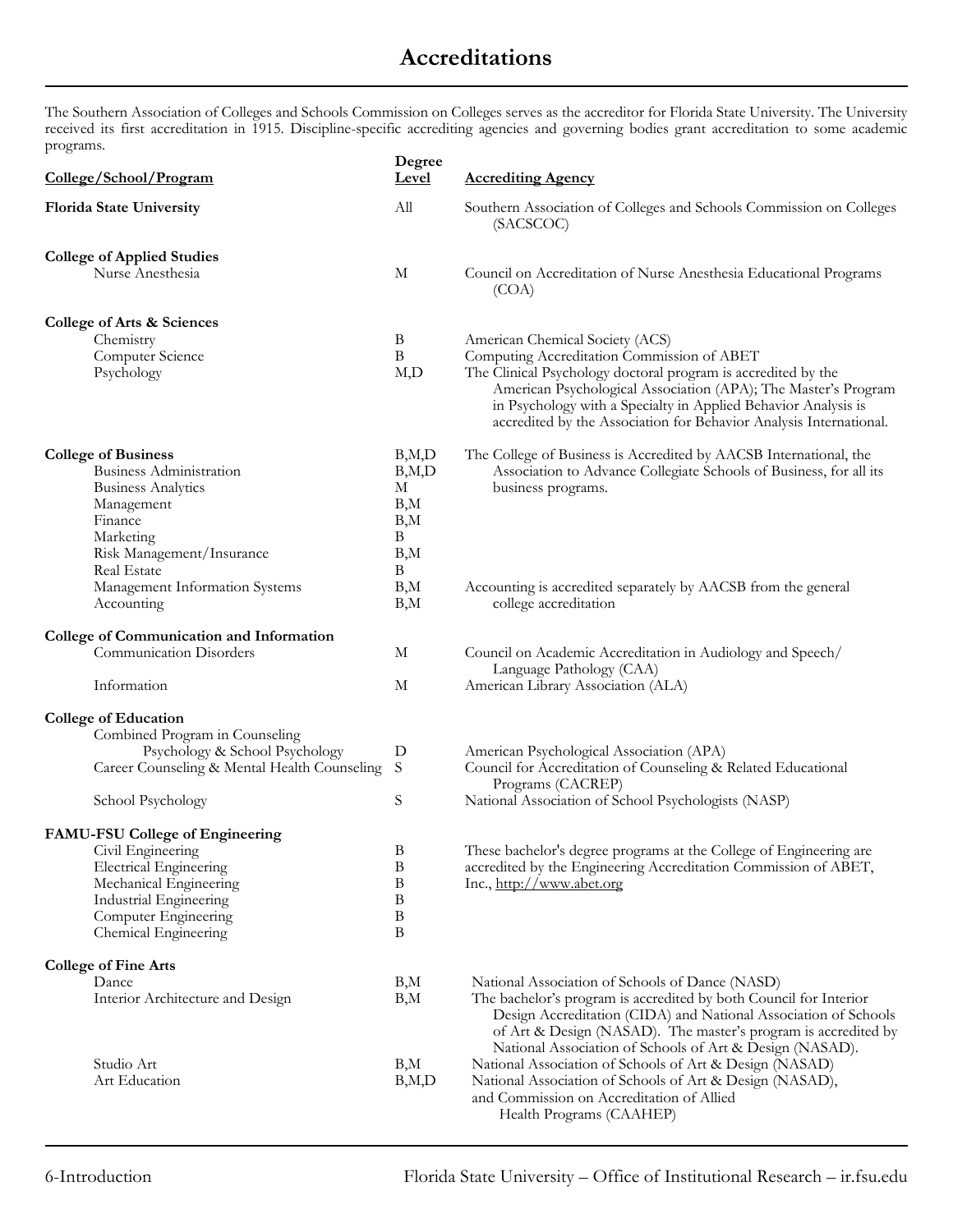# Accreditations

The Southern Association of Colleges and Schools Commission on Colleges serves as the accreditor for Florida State University. The University received its first accreditation in 1915. Discipline-specific accrediting agencies and governing bodies grant accreditation to some academic programs.

| College/School/Program | Degree Level | Accrediting Agency |
|---|---|---|
| **Florida State University** | All | Southern Association of Colleges and Schools Commission on Colleges (SACSCOC) |
| **College of Applied Studies** | | |
| Nurse Anesthesia | M | Council on Accreditation of Nurse Anesthesia Educational Programs (COA) |
| **College of Arts & Sciences** | | |
| Chemistry | B | American Chemical Society (ACS) |
| Computer Science | B | Computing Accreditation Commission of ABET |
| Psychology | M,D | The Clinical Psychology doctoral program is accredited by the American Psychological Association (APA); The Master's Program in Psychology with a Specialty in Applied Behavior Analysis is accredited by the Association for Behavior Analysis International. |
| **College of Business** | B,M,D | The College of Business is Accredited by AACSB International, the Association to Advance Collegiate Schools of Business, for all its business programs. |
| Business Administration | B,M,D | |
| Business Analytics | M | |
| Management | B,M | |
| Finance | B,M | |
| Marketing | B | |
| Risk Management/Insurance | B,M | |
| Real Estate | B | |
| Management Information Systems | B,M | Accounting is accredited separately by AACSB from the general college accreditation |
| Accounting | B,M | |
| **College of Communication and Information** | | |
| Communication Disorders | M | Council on Academic Accreditation in Audiology and Speech/ Language Pathology (CAA) |
| Information | M | American Library Association (ALA) |
| **College of Education** | | |
| Combined Program in Counseling Psychology & School Psychology | D | American Psychological Association (APA) |
| Career Counseling & Mental Health Counseling | S | Council for Accreditation of Counseling & Related Educational Programs (CACREP) |
| School Psychology | S | National Association of School Psychologists (NASP) |
| **FAMU-FSU College of Engineering** | | |
| Civil Engineering | B | These bachelor's degree programs at the College of Engineering are accredited by the Engineering Accreditation Commission of ABET, Inc., http://www.abet.org |
| Electrical Engineering | B | |
| Mechanical Engineering | B | |
| Industrial Engineering | B | |
| Computer Engineering | B | |
| Chemical Engineering | B | |
| **College of Fine Arts** | | |
| Dance | B,M | National Association of Schools of Dance (NASD) |
| Interior Architecture and Design | B,M | The bachelor's program is accredited by both Council for Interior Design Accreditation (CIDA) and National Association of Schools of Art & Design (NASAD). The master's program is accredited by National Association of Schools of Art & Design (NASAD). |
| Studio Art | B,M | National Association of Schools of Art & Design (NASAD) |
| Art Education | B,M,D | National Association of Schools of Art & Design (NASAD), and Commission on Accreditation of Allied Health Programs (CAAHEP) |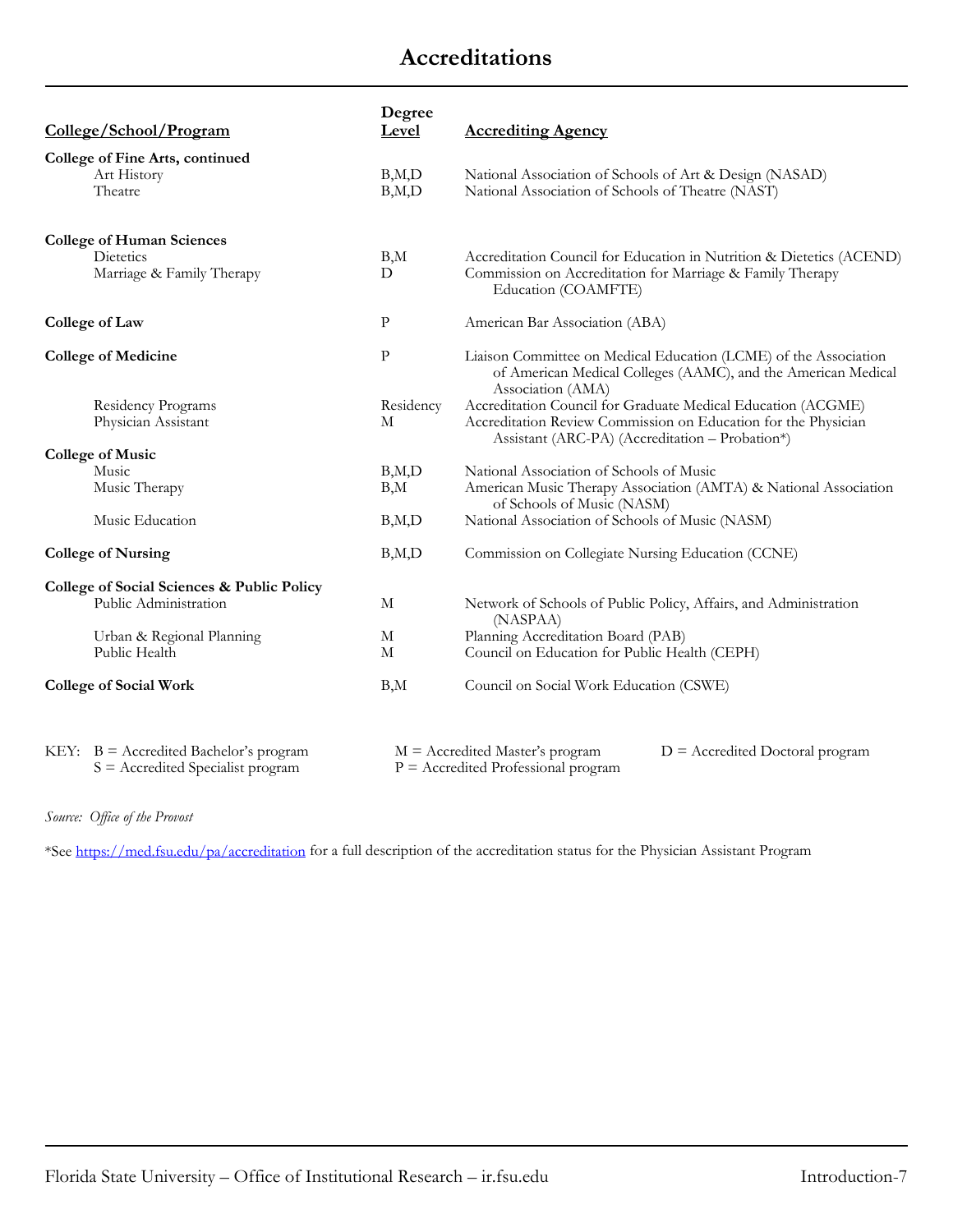# Accreditations

| College/School/Program | Degree Level | Accrediting Agency |
|---|---|---|
| **College of Fine Arts, continued** | | |
| Art History | B,M,D | National Association of Schools of Art & Design (NASAD) |
| Theatre | B,M,D | National Association of Schools of Theatre (NAST) |
| **College of Human Sciences** | | |
| Dietetics | B,M | Accreditation Council for Education in Nutrition & Dietetics (ACEND) |
| Marriage & Family Therapy | D | Commission on Accreditation for Marriage & Family Therapy Education (COAMFTE) |
| **College of Law** | P | American Bar Association (ABA) |
| **College of Medicine** | P | Liaison Committee on Medical Education (LCME) of the Association of American Medical Colleges (AAMC), and the American Medical Association (AMA) |
| Residency Programs | Residency | Accreditation Council for Graduate Medical Education (ACGME) |
| Physician Assistant | M | Accreditation Review Commission on Education for the Physician Assistant (ARC-PA) (Accreditation – Probation*) |
| **College of Music** | | |
| Music | B,M,D | National Association of Schools of Music |
| Music Therapy | B,M | American Music Therapy Association (AMTA) & National Association of Schools of Music (NASM) |
| Music Education | B,M,D | National Association of Schools of Music (NASM) |
| **College of Nursing** | B,M,D | Commission on Collegiate Nursing Education (CCNE) |
| **College of Social Sciences & Public Policy** | | |
| Public Administration | M | Network of Schools of Public Policy, Affairs, and Administration (NASPAA) |
| Urban & Regional Planning | M | Planning Accreditation Board (PAB) |
| Public Health | M | Council on Education for Public Health (CEPH) |
| **College of Social Work** | B,M | Council on Social Work Education (CSWE) |

KEY: B = Accredited Bachelor's program; M = Accredited Master's program; D = Accredited Doctoral program; S = Accredited Specialist program; P = Accredited Professional program

*Source: Office of the Provost*

*See https://med.fsu.edu/pa/accreditation for a full description of the accreditation status for the Physician Assistant Program